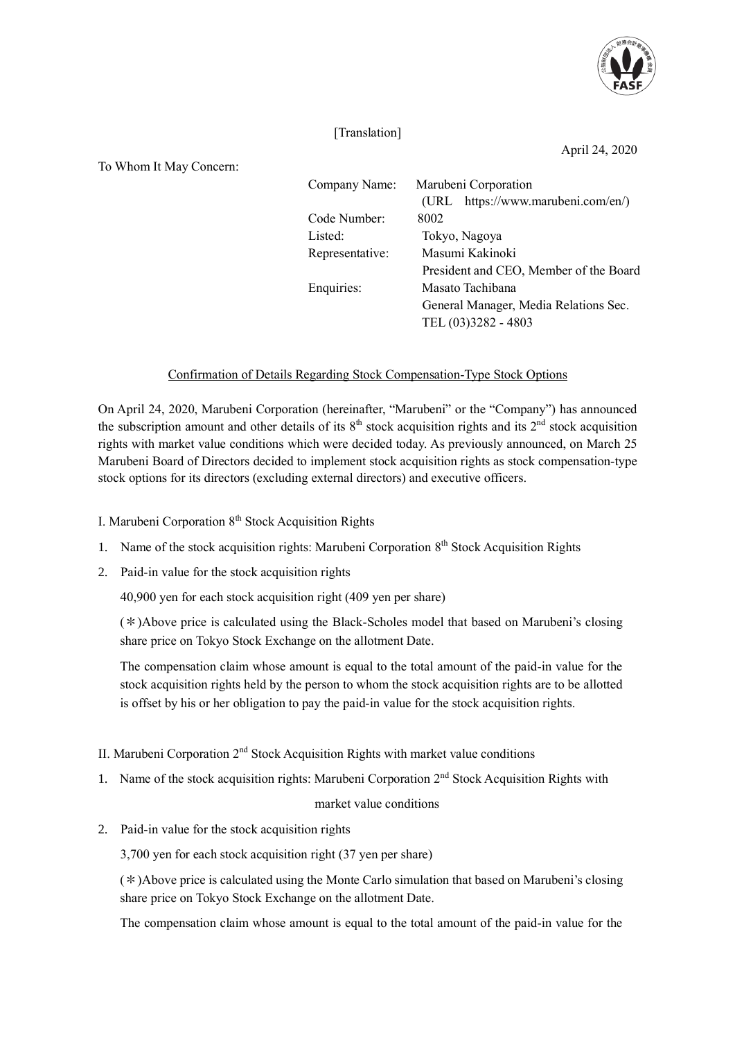[Translation]

April 24, 2020

To Whom It May Concern:

| | |
|---|---|
| Company Name: | Marubeni Corporation |
| | (URL https://www.marubeni.com/en/) |
| Code Number: | 8002 |
| Listed: | Tokyo, Nagoya |
| Representative: | Masumi Kakinoki |
| | President and CEO, Member of the Board |
| Enquiries: | Masato Tachibana |
| | General Manager, Media Relations Sec. |
| | TEL (03)3282 - 4803 |

## Confirmation of Details Regarding Stock Compensation-Type Stock Options

On April 24, 2020, Marubeni Corporation (hereinafter, "Marubeni" or the "Company") has announced the subscription amount and other details of its 8th stock acquisition rights and its 2nd stock acquisition rights with market value conditions which were decided today. As previously announced, on March 25 Marubeni Board of Directors decided to implement stock acquisition rights as stock compensation-type stock options for its directors (excluding external directors) and executive officers.

### I. Marubeni Corporation 8th Stock Acquisition Rights

1. Name of the stock acquisition rights: Marubeni Corporation 8th Stock Acquisition Rights
2. Paid-in value for the stock acquisition rights

   40,900 yen for each stock acquisition right (409 yen per share)

   (＊)Above price is calculated using the Black-Scholes model that based on Marubeni's closing share price on Tokyo Stock Exchange on the allotment Date.

   The compensation claim whose amount is equal to the total amount of the paid-in value for the stock acquisition rights held by the person to whom the stock acquisition rights are to be allotted is offset by his or her obligation to pay the paid-in value for the stock acquisition rights.

### II. Marubeni Corporation 2nd Stock Acquisition Rights with market value conditions

1. Name of the stock acquisition rights: Marubeni Corporation 2nd Stock Acquisition Rights with market value conditions
2. Paid-in value for the stock acquisition rights

   3,700 yen for each stock acquisition right (37 yen per share)

   (＊)Above price is calculated using the Monte Carlo simulation that based on Marubeni's closing share price on Tokyo Stock Exchange on the allotment Date.

   The compensation claim whose amount is equal to the total amount of the paid-in value for the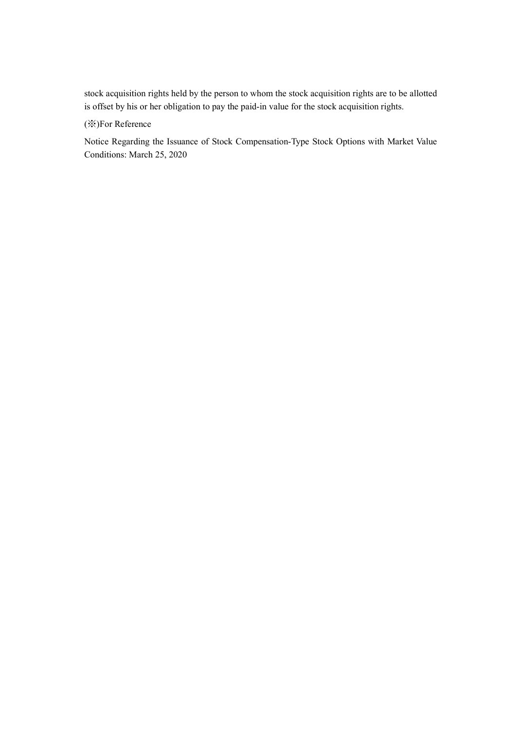stock acquisition rights held by the person to whom the stock acquisition rights are to be allotted is offset by his or her obligation to pay the paid-in value for the stock acquisition rights.

(※)For Reference

Notice Regarding the Issuance of Stock Compensation-Type Stock Options with Market Value Conditions: March 25, 2020